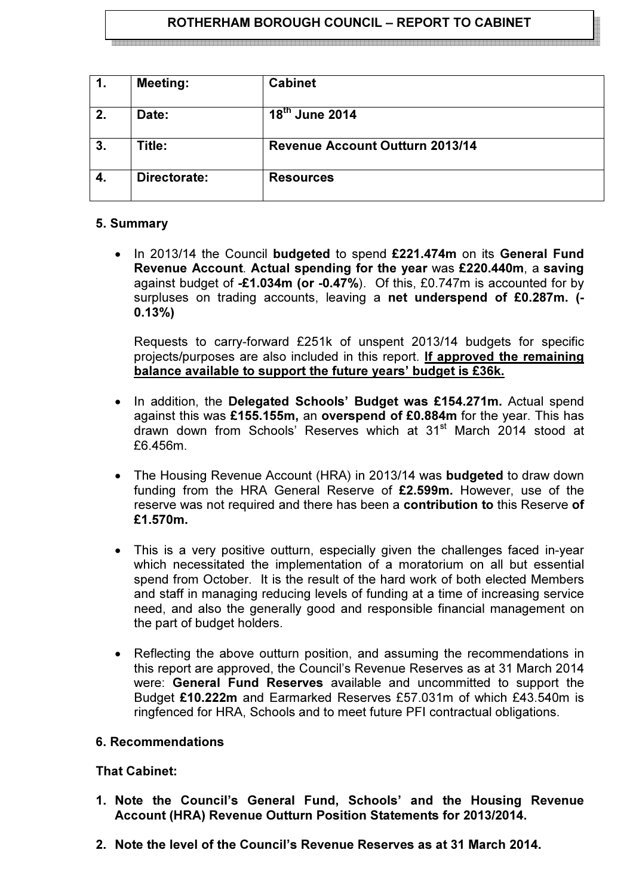# ROTHERHAM BOROUGH COUNCIL – REPORT TO CABINET

| 1. | Meeting: | Cabinet |
|---|---|---|
| 2. | Date: | 18th June 2014 |
| 3. | Title: | Revenue Account Outturn 2013/14 |
| 4. | Directorate: | Resources |

## 5. Summary

- In 2013/14 the Council **budgeted** to spend **£221.474m** on its **General Fund Revenue Account**. **Actual spending for the year** was **£220.440m**, a **saving** against budget of **-£1.034m (or -0.47%)**. Of this, £0.747m is accounted for by surpluses on trading accounts, leaving a **net underspend of £0.287m. (-0.13%)**

  Requests to carry-forward £251k of unspent 2013/14 budgets for specific projects/purposes are also included in this report. **<u>If approved the remaining balance available to support the future years' budget is £36k.</u>**

- In addition, the **Delegated Schools' Budget was £154.271m.** Actual spend against this was **£155.155m,** an **overspend of £0.884m** for the year. This has drawn down from Schools' Reserves which at 31st March 2014 stood at £6.456m.

- The Housing Revenue Account (HRA) in 2013/14 was **budgeted** to draw down funding from the HRA General Reserve of **£2.599m.** However, use of the reserve was not required and there has been a **contribution to** this Reserve **of £1.570m.**

- This is a very positive outturn, especially given the challenges faced in-year which necessitated the implementation of a moratorium on all but essential spend from October. It is the result of the hard work of both elected Members and staff in managing reducing levels of funding at a time of increasing service need, and also the generally good and responsible financial management on the part of budget holders.

- Reflecting the above outturn position, and assuming the recommendations in this report are approved, the Council's Revenue Reserves as at 31 March 2014 were: **General Fund Reserves** available and uncommitted to support the Budget **£10.222m** and Earmarked Reserves £57.031m of which £43.540m is ringfenced for HRA, Schools and to meet future PFI contractual obligations.

## 6. Recommendations

**That Cabinet:**

1. **Note the Council's General Fund, Schools' and the Housing Revenue Account (HRA) Revenue Outturn Position Statements for 2013/2014.**

2. **Note the level of the Council's Revenue Reserves as at 31 March 2014.**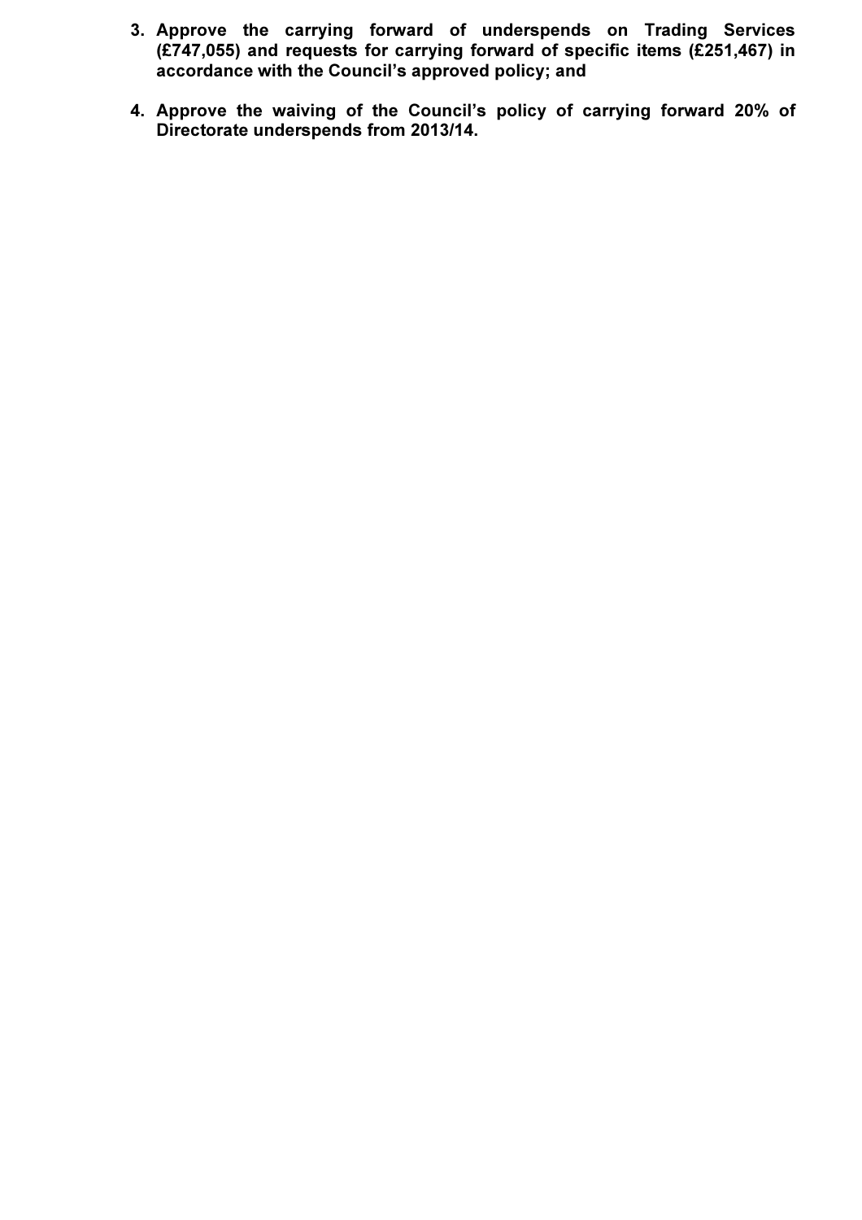3. **Approve the carrying forward of underspends on Trading Services (£747,055) and requests for carrying forward of specific items (£251,467) in accordance with the Council's approved policy; and**

4. **Approve the waiving of the Council's policy of carrying forward 20% of Directorate underspends from 2013/14.**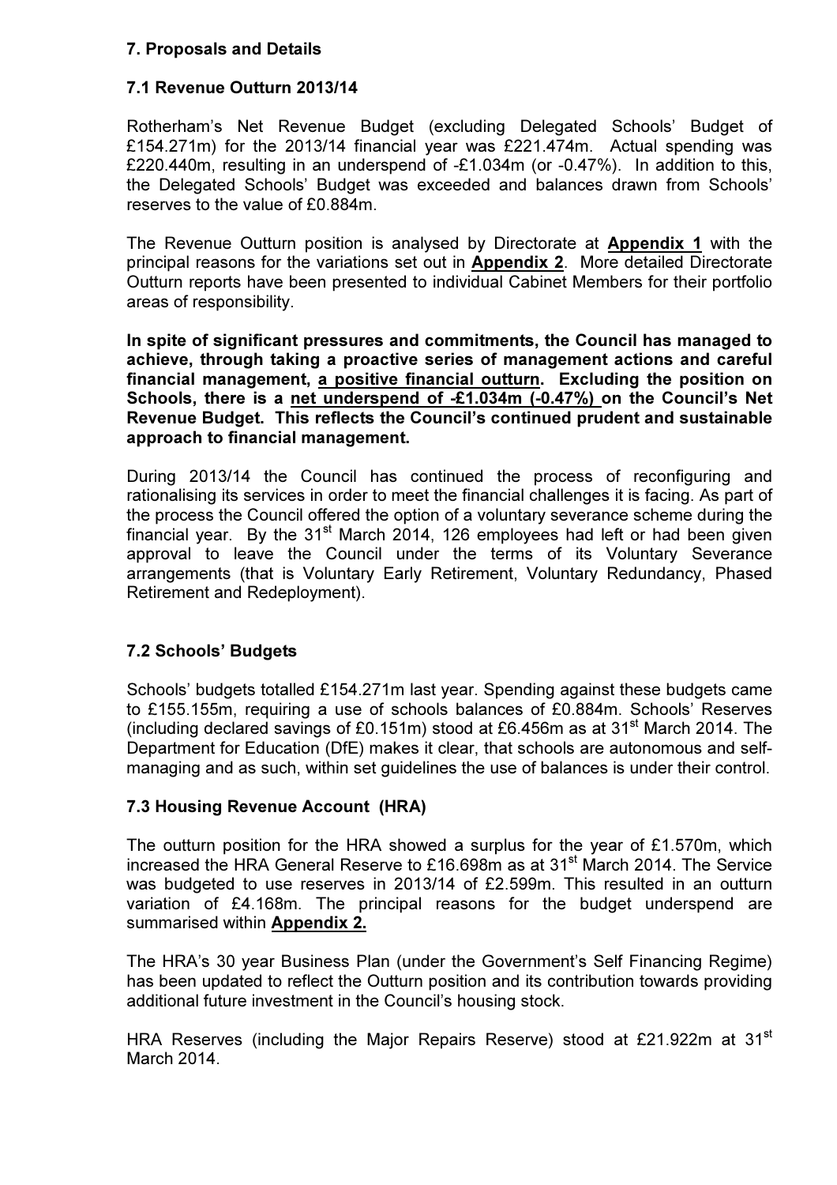## 7. Proposals and Details

### 7.1 Revenue Outturn 2013/14

Rotherham's Net Revenue Budget (excluding Delegated Schools' Budget of £154.271m) for the 2013/14 financial year was £221.474m. Actual spending was £220.440m, resulting in an underspend of -£1.034m (or -0.47%). In addition to this, the Delegated Schools' Budget was exceeded and balances drawn from Schools' reserves to the value of £0.884m.

The Revenue Outturn position is analysed by Directorate at **Appendix 1** with the principal reasons for the variations set out in **Appendix 2**. More detailed Directorate Outturn reports have been presented to individual Cabinet Members for their portfolio areas of responsibility.

**In spite of significant pressures and commitments, the Council has managed to achieve, through taking a proactive series of management actions and careful financial management, a positive financial outturn. Excluding the position on Schools, there is a net underspend of -£1.034m (-0.47%) on the Council's Net Revenue Budget. This reflects the Council's continued prudent and sustainable approach to financial management.**

During 2013/14 the Council has continued the process of reconfiguring and rationalising its services in order to meet the financial challenges it is facing. As part of the process the Council offered the option of a voluntary severance scheme during the financial year. By the 31st March 2014, 126 employees had left or had been given approval to leave the Council under the terms of its Voluntary Severance arrangements (that is Voluntary Early Retirement, Voluntary Redundancy, Phased Retirement and Redeployment).

### 7.2 Schools' Budgets

Schools' budgets totalled £154.271m last year. Spending against these budgets came to £155.155m, requiring a use of schools balances of £0.884m. Schools' Reserves (including declared savings of £0.151m) stood at £6.456m as at 31st March 2014. The Department for Education (DfE) makes it clear, that schools are autonomous and self-managing and as such, within set guidelines the use of balances is under their control.

### 7.3 Housing Revenue Account (HRA)

The outturn position for the HRA showed a surplus for the year of £1.570m, which increased the HRA General Reserve to £16.698m as at 31st March 2014. The Service was budgeted to use reserves in 2013/14 of £2.599m. This resulted in an outturn variation of £4.168m. The principal reasons for the budget underspend are summarised within **Appendix 2.**

The HRA's 30 year Business Plan (under the Government's Self Financing Regime) has been updated to reflect the Outturn position and its contribution towards providing additional future investment in the Council's housing stock.

HRA Reserves (including the Major Repairs Reserve) stood at £21.922m at 31st March 2014.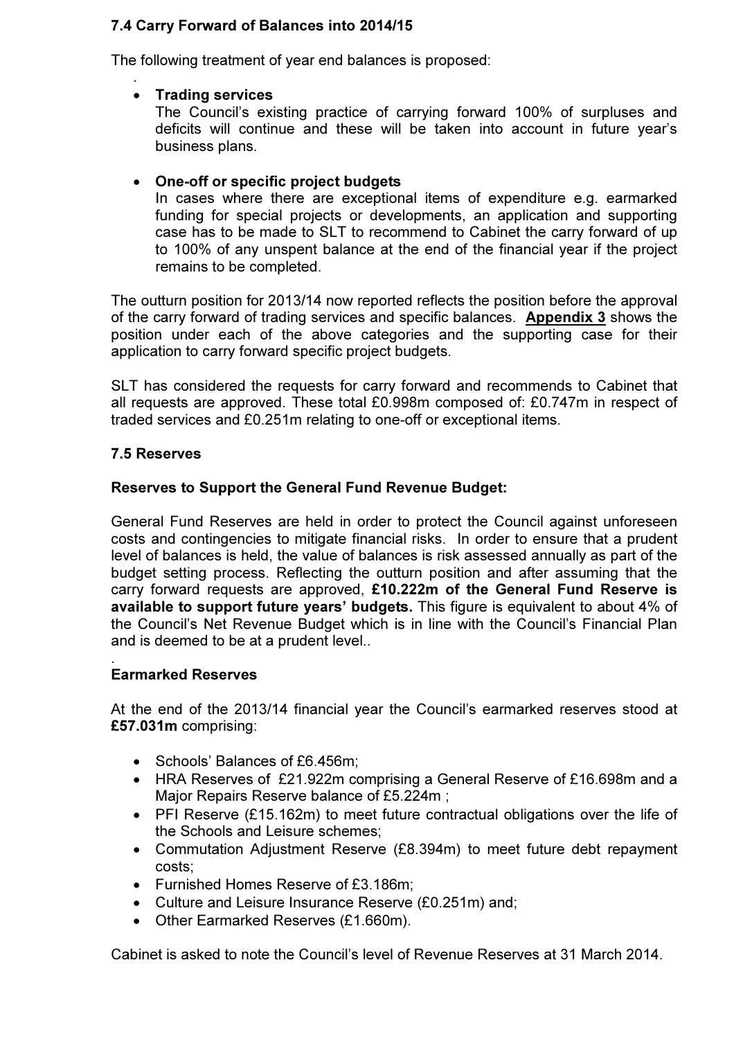### 7.4 Carry Forward of Balances into 2014/15

The following treatment of year end balances is proposed:

- **Trading services**
  The Council's existing practice of carrying forward 100% of surpluses and deficits will continue and these will be taken into account in future year's business plans.

- **One-off or specific project budgets**
  In cases where there are exceptional items of expenditure e.g. earmarked funding for special projects or developments, an application and supporting case has to be made to SLT to recommend to Cabinet the carry forward of up to 100% of any unspent balance at the end of the financial year if the project remains to be completed.

The outturn position for 2013/14 now reported reflects the position before the approval of the carry forward of trading services and specific balances. **Appendix 3** shows the position under each of the above categories and the supporting case for their application to carry forward specific project budgets.

SLT has considered the requests for carry forward and recommends to Cabinet that all requests are approved. These total £0.998m composed of: £0.747m in respect of traded services and £0.251m relating to one-off or exceptional items.

### 7.5 Reserves

**Reserves to Support the General Fund Revenue Budget:**

General Fund Reserves are held in order to protect the Council against unforeseen costs and contingencies to mitigate financial risks. In order to ensure that a prudent level of balances is held, the value of balances is risk assessed annually as part of the budget setting process. Reflecting the outturn position and after assuming that the carry forward requests are approved, **£10.222m of the General Fund Reserve is available to support future years' budgets.** This figure is equivalent to about 4% of the Council's Net Revenue Budget which is in line with the Council's Financial Plan and is deemed to be at a prudent level..

**Earmarked Reserves**

At the end of the 2013/14 financial year the Council's earmarked reserves stood at **£57.031m** comprising:

- Schools' Balances of £6.456m;
- HRA Reserves of £21.922m comprising a General Reserve of £16.698m and a Major Repairs Reserve balance of £5.224m ;
- PFI Reserve (£15.162m) to meet future contractual obligations over the life of the Schools and Leisure schemes;
- Commutation Adjustment Reserve (£8.394m) to meet future debt repayment costs;
- Furnished Homes Reserve of £3.186m;
- Culture and Leisure Insurance Reserve (£0.251m) and;
- Other Earmarked Reserves (£1.660m).

Cabinet is asked to note the Council's level of Revenue Reserves at 31 March 2014.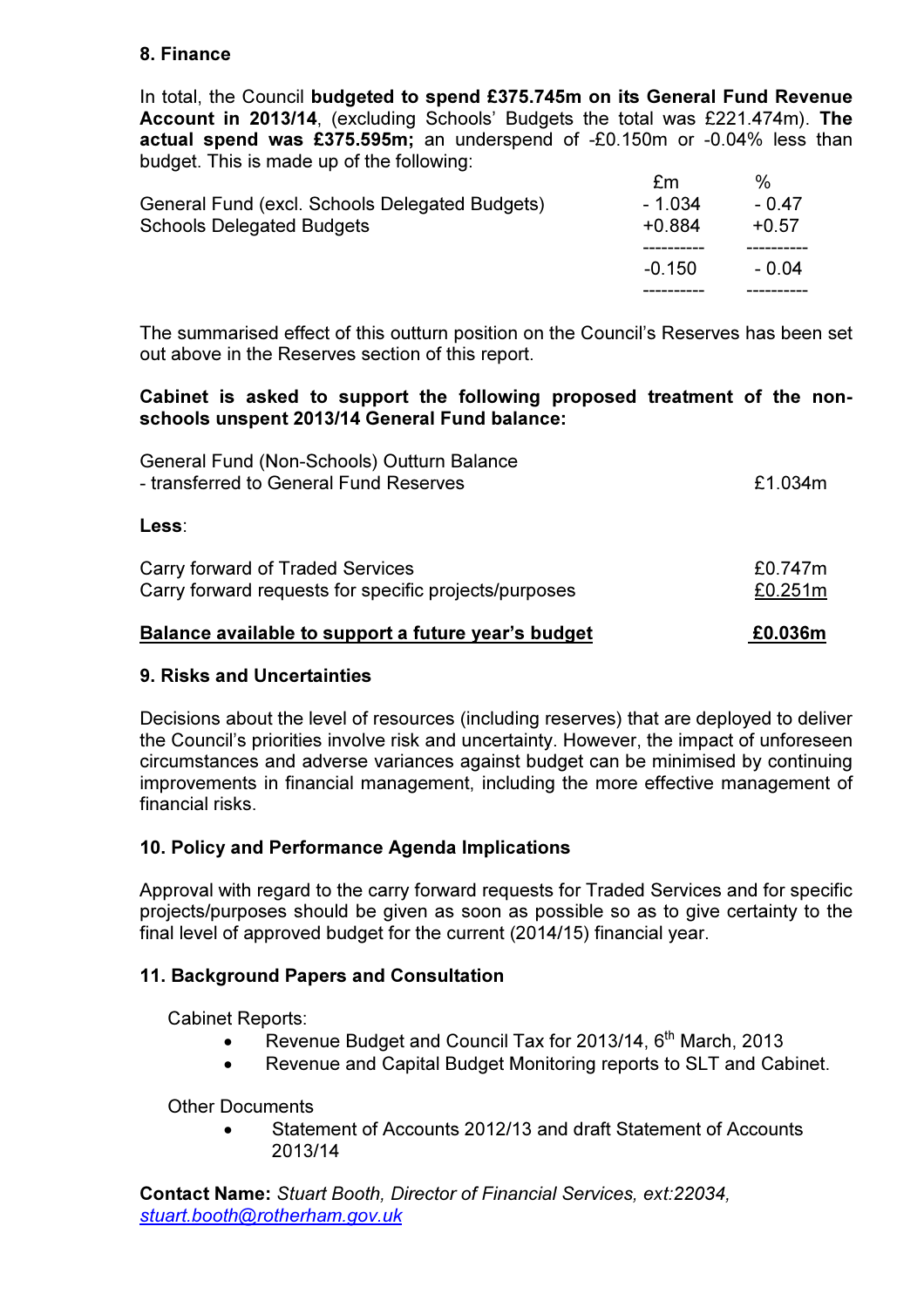## 8. Finance

In total, the Council **budgeted to spend £375.745m on its General Fund Revenue Account in 2013/14**, (excluding Schools' Budgets the total was £221.474m). **The actual spend was £375.595m;** an underspend of -£0.150m or -0.04% less than budget. This is made up of the following:

| | £m | % |
|---|---|---|
| General Fund (excl. Schools Delegated Budgets) | - 1.034 | - 0.47 |
| Schools Delegated Budgets | +0.884 | +0.57 |
| | -0.150 | - 0.04 |

The summarised effect of this outturn position on the Council's Reserves has been set out above in the Reserves section of this report.

**Cabinet is asked to support the following proposed treatment of the non-schools unspent 2013/14 General Fund balance:**

| | |
|---|---|
| General Fund (Non-Schools) Outturn Balance<br>- transferred to General Fund Reserves | £1.034m |
| **Less**: | |
| Carry forward of Traded Services | £0.747m |
| Carry forward requests for specific projects/purposes | £0.251m |
| **Balance available to support a future year's budget** | **£0.036m** |

## 9. Risks and Uncertainties

Decisions about the level of resources (including reserves) that are deployed to deliver the Council's priorities involve risk and uncertainty. However, the impact of unforeseen circumstances and adverse variances against budget can be minimised by continuing improvements in financial management, including the more effective management of financial risks.

## 10. Policy and Performance Agenda Implications

Approval with regard to the carry forward requests for Traded Services and for specific projects/purposes should be given as soon as possible so as to give certainty to the final level of approved budget for the current (2014/15) financial year.

## 11. Background Papers and Consultation

Cabinet Reports:

- Revenue Budget and Council Tax for 2013/14, 6th March, 2013
- Revenue and Capital Budget Monitoring reports to SLT and Cabinet.

Other Documents

- Statement of Accounts 2012/13 and draft Statement of Accounts 2013/14

**Contact Name:** *Stuart Booth, Director of Financial Services, ext:22034, stuart.booth@rotherham.gov.uk*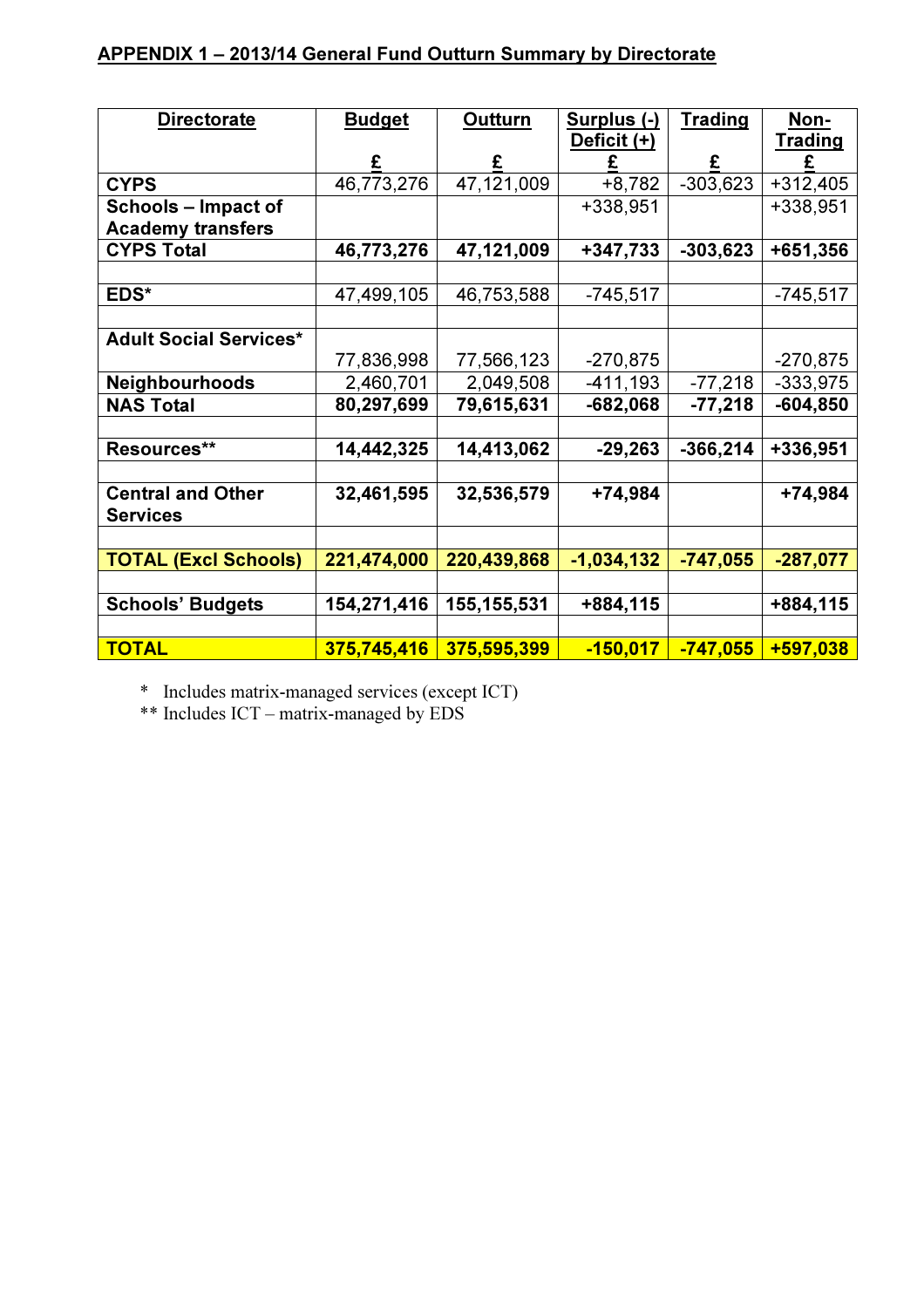**APPENDIX 1 – 2013/14 General Fund Outturn Summary by Directorate**

| Directorate | Budget<br>£ | Outturn<br>£ | Surplus (-) Deficit (+)<br>£ | Trading<br>£ | Non-Trading<br>£ |
|---|---|---|---|---|---|
| **CYPS** | 46,773,276 | 47,121,009 | +8,782 | -303,623 | +312,405 |
| **Schools – Impact of Academy transfers** | | | +338,951 | | +338,951 |
| **CYPS Total** | **46,773,276** | **47,121,009** | **+347,733** | **-303,623** | **+651,356** |
| | | | | | |
| **EDS*** | 47,499,105 | 46,753,588 | -745,517 | | -745,517 |
| | | | | | |
| **Adult Social Services*** | 77,836,998 | 77,566,123 | -270,875 | | -270,875 |
| **Neighbourhoods** | 2,460,701 | 2,049,508 | -411,193 | -77,218 | -333,975 |
| **NAS Total** | **80,297,699** | **79,615,631** | **-682,068** | **-77,218** | **-604,850** |
| | | | | | |
| **Resources**** | **14,442,325** | **14,413,062** | **-29,263** | **-366,214** | **+336,951** |
| | | | | | |
| **Central and Other Services** | **32,461,595** | **32,536,579** | **+74,984** | | **+74,984** |
| | | | | | |
| **TOTAL (Excl Schools)** | **221,474,000** | **220,439,868** | **-1,034,132** | **-747,055** | **-287,077** |
| | | | | | |
| **Schools' Budgets** | **154,271,416** | **155,155,531** | **+884,115** | | **+884,115** |
| | | | | | |
| **TOTAL** | **375,745,416** | **375,595,399** | **-150,017** | **-747,055** | **+597,038** |

* Includes matrix-managed services (except ICT)

** Includes ICT – matrix-managed by EDS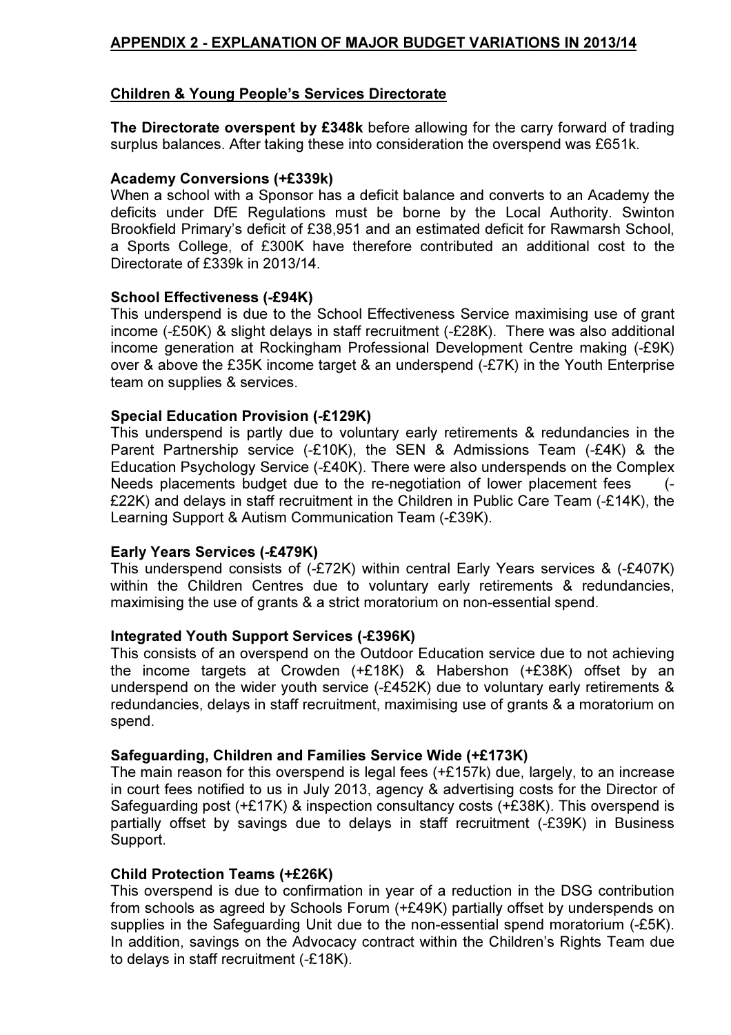## APPENDIX 2 - EXPLANATION OF MAJOR BUDGET VARIATIONS IN 2013/14

### Children & Young People's Services Directorate

**The Directorate overspent by £348k** before allowing for the carry forward of trading surplus balances. After taking these into consideration the overspend was £651k.

**Academy Conversions (+£339k)**
When a school with a Sponsor has a deficit balance and converts to an Academy the deficits under DfE Regulations must be borne by the Local Authority. Swinton Brookfield Primary's deficit of £38,951 and an estimated deficit for Rawmarsh School, a Sports College, of £300K have therefore contributed an additional cost to the Directorate of £339k in 2013/14.

**School Effectiveness (-£94K)**
This underspend is due to the School Effectiveness Service maximising use of grant income (-£50K) & slight delays in staff recruitment (-£28K). There was also additional income generation at Rockingham Professional Development Centre making (-£9K) over & above the £35K income target & an underspend (-£7K) in the Youth Enterprise team on supplies & services.

**Special Education Provision (-£129K)**
This underspend is partly due to voluntary early retirements & redundancies in the Parent Partnership service (-£10K), the SEN & Admissions Team (-£4K) & the Education Psychology Service (-£40K). There were also underspends on the Complex Needs placements budget due to the re-negotiation of lower placement fees (-£22K) and delays in staff recruitment in the Children in Public Care Team (-£14K), the Learning Support & Autism Communication Team (-£39K).

**Early Years Services (-£479K)**
This underspend consists of (-£72K) within central Early Years services & (-£407K) within the Children Centres due to voluntary early retirements & redundancies, maximising the use of grants & a strict moratorium on non-essential spend.

**Integrated Youth Support Services (-£396K)**
This consists of an overspend on the Outdoor Education service due to not achieving the income targets at Crowden (+£18K) & Habershon (+£38K) offset by an underspend on the wider youth service (-£452K) due to voluntary early retirements & redundancies, delays in staff recruitment, maximising use of grants & a moratorium on spend.

**Safeguarding, Children and Families Service Wide (+£173K)**
The main reason for this overspend is legal fees (+£157k) due, largely, to an increase in court fees notified to us in July 2013, agency & advertising costs for the Director of Safeguarding post (+£17K) & inspection consultancy costs (+£38K). This overspend is partially offset by savings due to delays in staff recruitment (-£39K) in Business Support.

**Child Protection Teams (+£26K)**
This overspend is due to confirmation in year of a reduction in the DSG contribution from schools as agreed by Schools Forum (+£49K) partially offset by underspends on supplies in the Safeguarding Unit due to the non-essential spend moratorium (-£5K). In addition, savings on the Advocacy contract within the Children's Rights Team due to delays in staff recruitment (-£18K).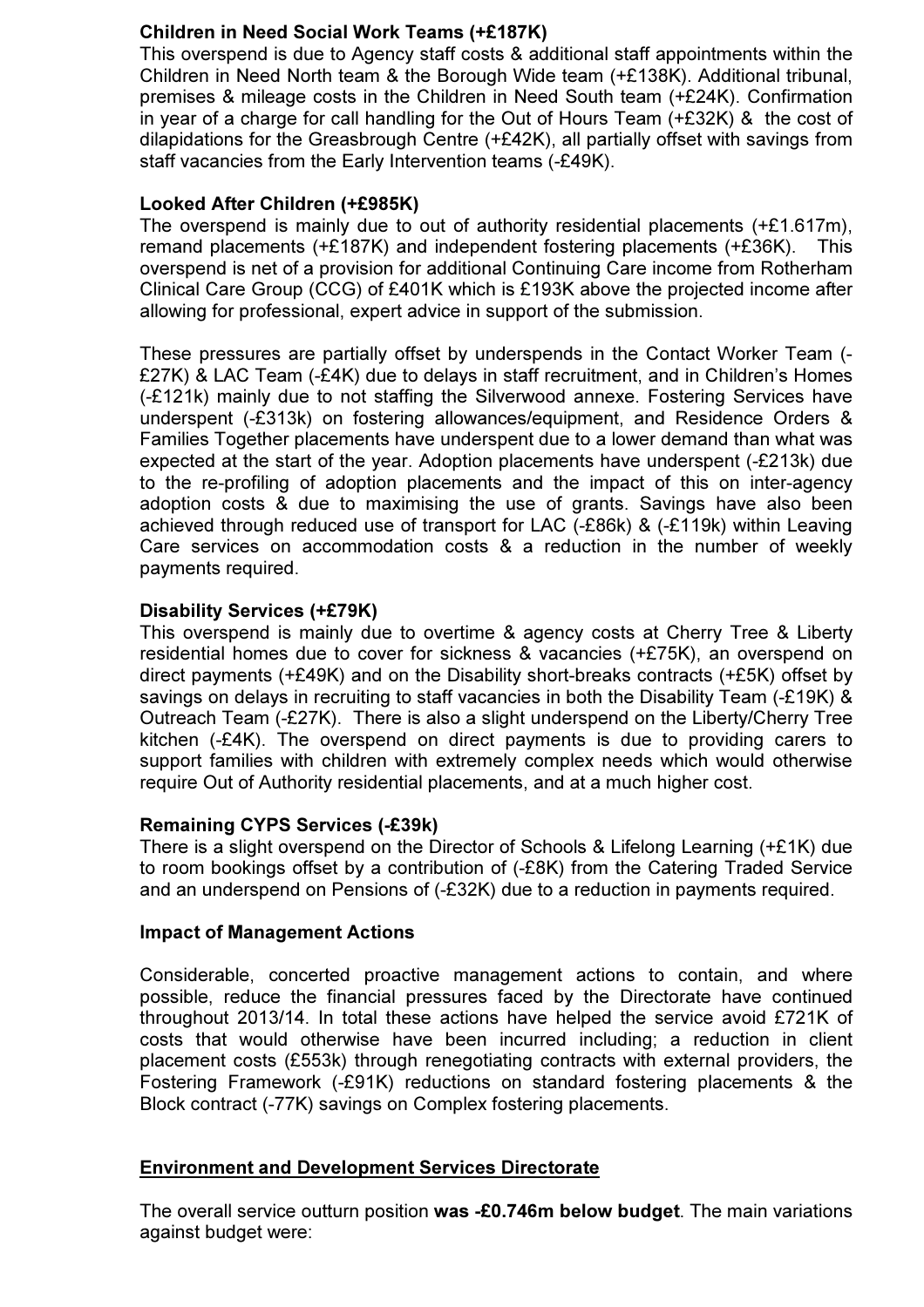**Children in Need Social Work Teams (+£187K)**
This overspend is due to Agency staff costs & additional staff appointments within the Children in Need North team & the Borough Wide team (+£138K). Additional tribunal, premises & mileage costs in the Children in Need South team (+£24K). Confirmation in year of a charge for call handling for the Out of Hours Team (+£32K) & the cost of dilapidations for the Greasbrough Centre (+£42K), all partially offset with savings from staff vacancies from the Early Intervention teams (-£49K).

**Looked After Children (+£985K)**
The overspend is mainly due to out of authority residential placements (+£1.617m), remand placements (+£187K) and independent fostering placements (+£36K). This overspend is net of a provision for additional Continuing Care income from Rotherham Clinical Care Group (CCG) of £401K which is £193K above the projected income after allowing for professional, expert advice in support of the submission.

These pressures are partially offset by underspends in the Contact Worker Team (-£27K) & LAC Team (-£4K) due to delays in staff recruitment, and in Children's Homes (-£121k) mainly due to not staffing the Silverwood annexe. Fostering Services have underspent (-£313k) on fostering allowances/equipment, and Residence Orders & Families Together placements have underspent due to a lower demand than what was expected at the start of the year. Adoption placements have underspent (-£213k) due to the re-profiling of adoption placements and the impact of this on inter-agency adoption costs & due to maximising the use of grants. Savings have also been achieved through reduced use of transport for LAC (-£86k) & (-£119k) within Leaving Care services on accommodation costs & a reduction in the number of weekly payments required.

**Disability Services (+£79K)**
This overspend is mainly due to overtime & agency costs at Cherry Tree & Liberty residential homes due to cover for sickness & vacancies (+£75K), an overspend on direct payments (+£49K) and on the Disability short-breaks contracts (+£5K) offset by savings on delays in recruiting to staff vacancies in both the Disability Team (-£19K) & Outreach Team (-£27K). There is also a slight underspend on the Liberty/Cherry Tree kitchen (-£4K). The overspend on direct payments is due to providing carers to support families with children with extremely complex needs which would otherwise require Out of Authority residential placements, and at a much higher cost.

**Remaining CYPS Services (-£39k)**
There is a slight overspend on the Director of Schools & Lifelong Learning (+£1K) due to room bookings offset by a contribution of (-£8K) from the Catering Traded Service and an underspend on Pensions of (-£32K) due to a reduction in payments required.

**Impact of Management Actions**

Considerable, concerted proactive management actions to contain, and where possible, reduce the financial pressures faced by the Directorate have continued throughout 2013/14. In total these actions have helped the service avoid £721K of costs that would otherwise have been incurred including; a reduction in client placement costs (£553k) through renegotiating contracts with external providers, the Fostering Framework (-£91K) reductions on standard fostering placements & the Block contract (-77K) savings on Complex fostering placements.

**Environment and Development Services Directorate**

The overall service outturn position **was -£0.746m below budget**. The main variations against budget were: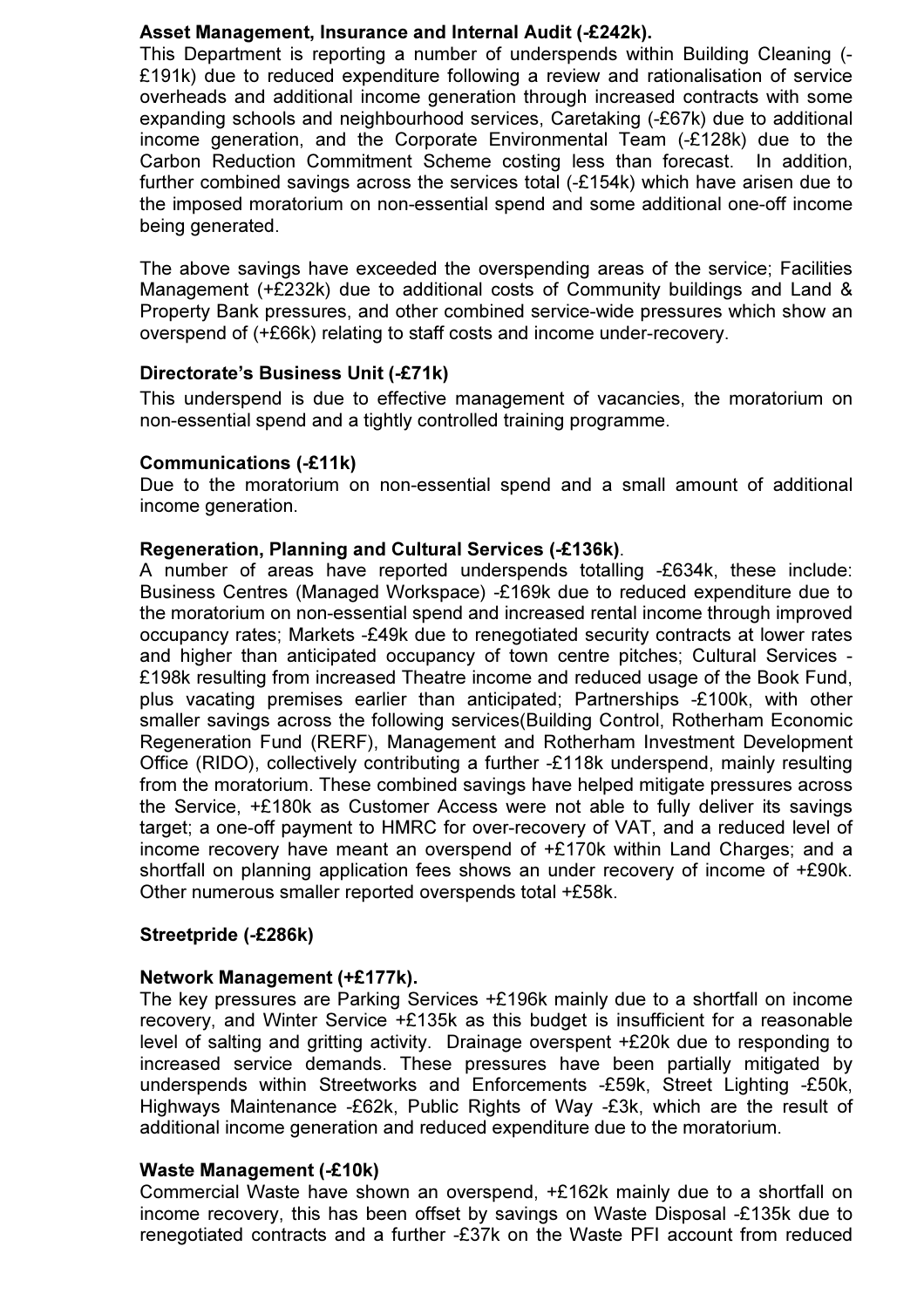**Asset Management, Insurance and Internal Audit (-£242k).**
This Department is reporting a number of underspends within Building Cleaning (-£191k) due to reduced expenditure following a review and rationalisation of service overheads and additional income generation through increased contracts with some expanding schools and neighbourhood services, Caretaking (-£67k) due to additional income generation, and the Corporate Environmental Team (-£128k) due to the Carbon Reduction Commitment Scheme costing less than forecast. In addition, further combined savings across the services total (-£154k) which have arisen due to the imposed moratorium on non-essential spend and some additional one-off income being generated.

The above savings have exceeded the overspending areas of the service; Facilities Management (+£232k) due to additional costs of Community buildings and Land & Property Bank pressures, and other combined service-wide pressures which show an overspend of (+£66k) relating to staff costs and income under-recovery.

**Directorate's Business Unit (-£71k)**
This underspend is due to effective management of vacancies, the moratorium on non-essential spend and a tightly controlled training programme.

**Communications (-£11k)**
Due to the moratorium on non-essential spend and a small amount of additional income generation.

**Regeneration, Planning and Cultural Services (-£136k)**.
A number of areas have reported underspends totalling -£634k, these include: Business Centres (Managed Workspace) -£169k due to reduced expenditure due to the moratorium on non-essential spend and increased rental income through improved occupancy rates; Markets -£49k due to renegotiated security contracts at lower rates and higher than anticipated occupancy of town centre pitches; Cultural Services -£198k resulting from increased Theatre income and reduced usage of the Book Fund, plus vacating premises earlier than anticipated; Partnerships -£100k, with other smaller savings across the following services(Building Control, Rotherham Economic Regeneration Fund (RERF), Management and Rotherham Investment Development Office (RIDO), collectively contributing a further -£118k underspend, mainly resulting from the moratorium. These combined savings have helped mitigate pressures across the Service, +£180k as Customer Access were not able to fully deliver its savings target; a one-off payment to HMRC for over-recovery of VAT, and a reduced level of income recovery have meant an overspend of +£170k within Land Charges; and a shortfall on planning application fees shows an under recovery of income of +£90k. Other numerous smaller reported overspends total +£58k.

**Streetpride (-£286k)**

**Network Management (+£177k).**
The key pressures are Parking Services +£196k mainly due to a shortfall on income recovery, and Winter Service +£135k as this budget is insufficient for a reasonable level of salting and gritting activity. Drainage overspent +£20k due to responding to increased service demands. These pressures have been partially mitigated by underspends within Streetworks and Enforcements -£59k, Street Lighting -£50k, Highways Maintenance -£62k, Public Rights of Way -£3k, which are the result of additional income generation and reduced expenditure due to the moratorium.

**Waste Management (-£10k)**
Commercial Waste have shown an overspend, +£162k mainly due to a shortfall on income recovery, this has been offset by savings on Waste Disposal -£135k due to renegotiated contracts and a further -£37k on the Waste PFI account from reduced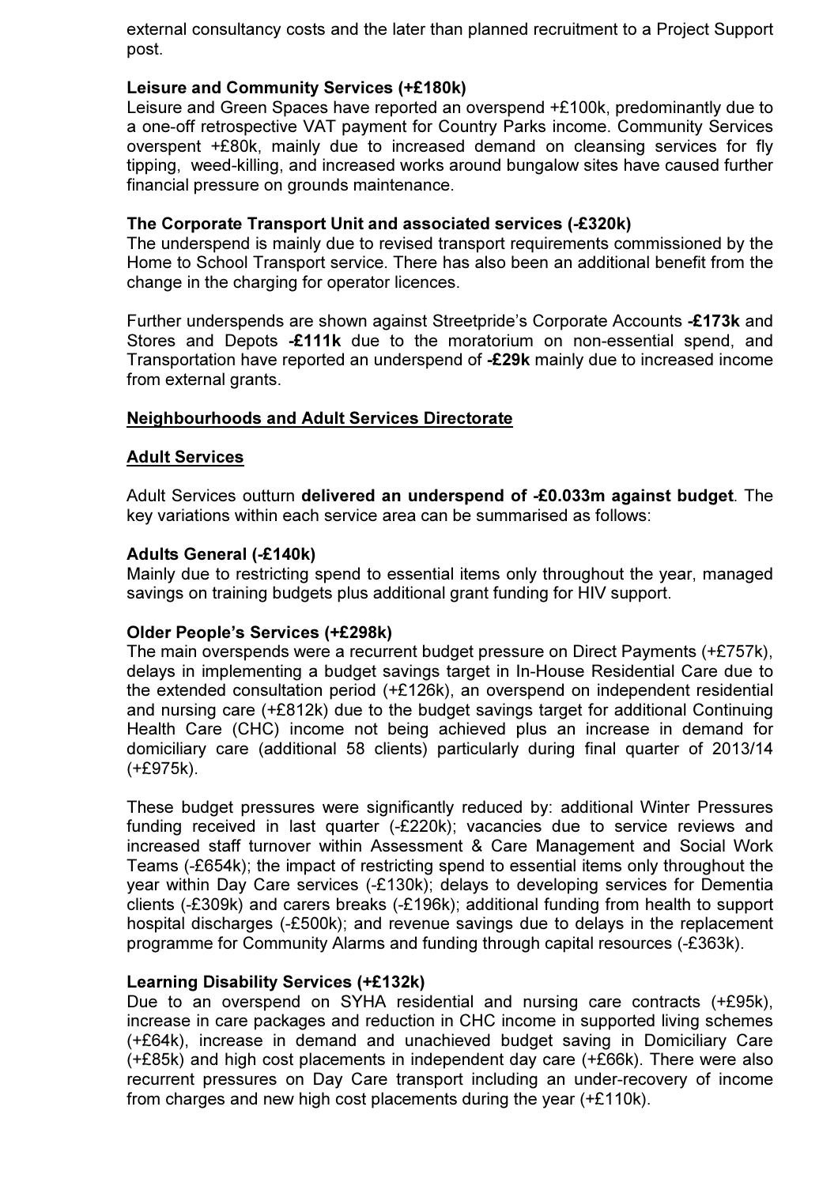external consultancy costs and the later than planned recruitment to a Project Support post.

**Leisure and Community Services (+£180k)**
Leisure and Green Spaces have reported an overspend +£100k, predominantly due to a one-off retrospective VAT payment for Country Parks income. Community Services overspent +£80k, mainly due to increased demand on cleansing services for fly tipping, weed-killing, and increased works around bungalow sites have caused further financial pressure on grounds maintenance.

**The Corporate Transport Unit and associated services (-£320k)**
The underspend is mainly due to revised transport requirements commissioned by the Home to School Transport service. There has also been an additional benefit from the change in the charging for operator licences.

Further underspends are shown against Streetpride's Corporate Accounts **-£173k** and Stores and Depots **-£111k** due to the moratorium on non-essential spend, and Transportation have reported an underspend of **-£29k** mainly due to increased income from external grants.

<u>Neighbourhoods and Adult Services Directorate</u>

<u>Adult Services</u>

Adult Services outturn **delivered an underspend of -£0.033m against budget**. The key variations within each service area can be summarised as follows:

**Adults General (-£140k)**
Mainly due to restricting spend to essential items only throughout the year, managed savings on training budgets plus additional grant funding for HIV support.

**Older People's Services (+£298k)**
The main overspends were a recurrent budget pressure on Direct Payments (+£757k), delays in implementing a budget savings target in In-House Residential Care due to the extended consultation period (+£126k), an overspend on independent residential and nursing care (+£812k) due to the budget savings target for additional Continuing Health Care (CHC) income not being achieved plus an increase in demand for domiciliary care (additional 58 clients) particularly during final quarter of 2013/14 (+£975k).

These budget pressures were significantly reduced by: additional Winter Pressures funding received in last quarter (-£220k); vacancies due to service reviews and increased staff turnover within Assessment & Care Management and Social Work Teams (-£654k); the impact of restricting spend to essential items only throughout the year within Day Care services (-£130k); delays to developing services for Dementia clients (-£309k) and carers breaks (-£196k); additional funding from health to support hospital discharges (-£500k); and revenue savings due to delays in the replacement programme for Community Alarms and funding through capital resources (-£363k).

**Learning Disability Services (+£132k)**
Due to an overspend on SYHA residential and nursing care contracts (+£95k), increase in care packages and reduction in CHC income in supported living schemes (+£64k), increase in demand and unachieved budget saving in Domiciliary Care (+£85k) and high cost placements in independent day care (+£66k). There were also recurrent pressures on Day Care transport including an under-recovery of income from charges and new high cost placements during the year (+£110k).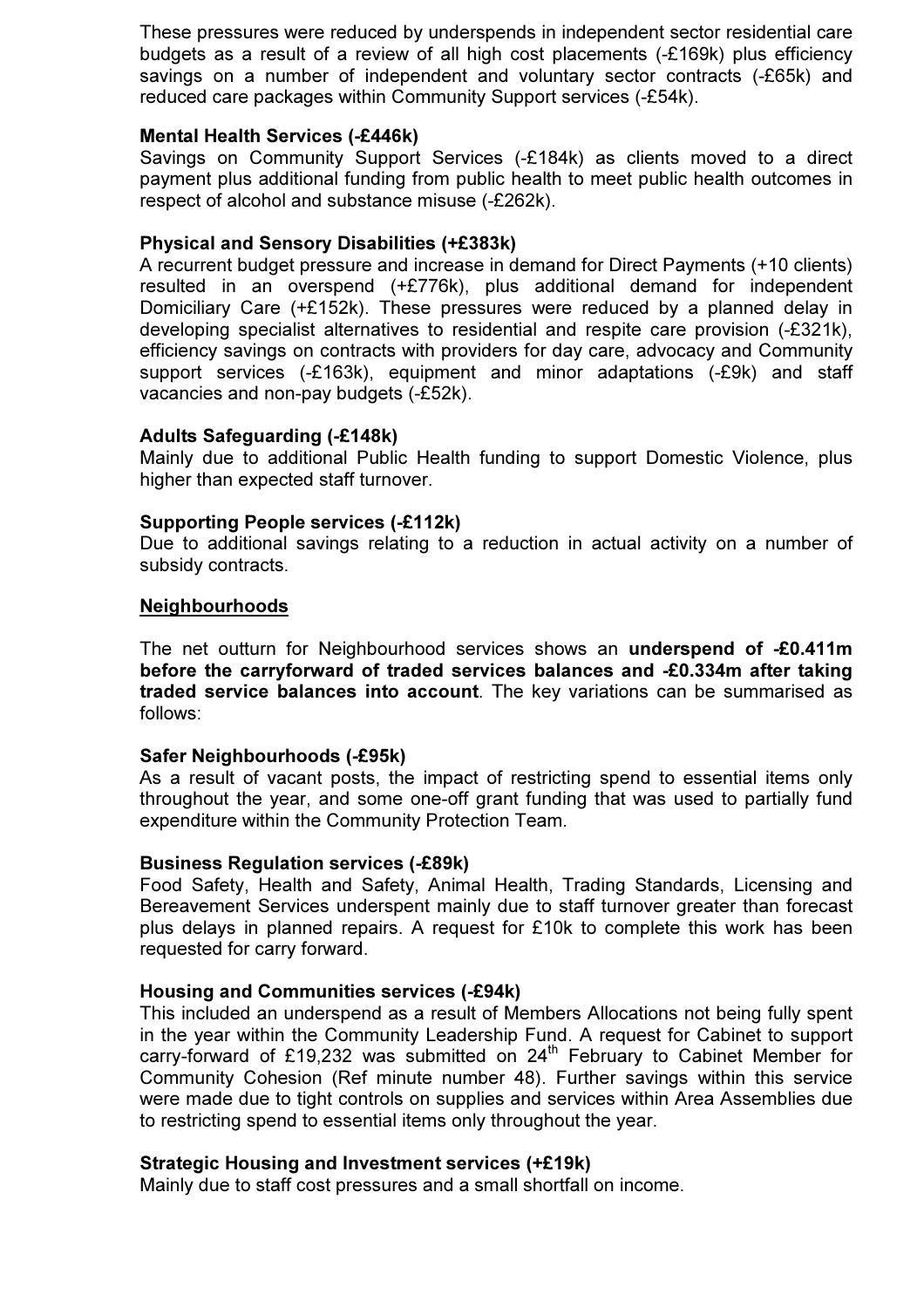These pressures were reduced by underspends in independent sector residential care budgets as a result of a review of all high cost placements (-£169k) plus efficiency savings on a number of independent and voluntary sector contracts (-£65k) and reduced care packages within Community Support services (-£54k).

**Mental Health Services (-£446k)**
Savings on Community Support Services (-£184k) as clients moved to a direct payment plus additional funding from public health to meet public health outcomes in respect of alcohol and substance misuse (-£262k).

**Physical and Sensory Disabilities (+£383k)**
A recurrent budget pressure and increase in demand for Direct Payments (+10 clients) resulted in an overspend (+£776k), plus additional demand for independent Domiciliary Care (+£152k). These pressures were reduced by a planned delay in developing specialist alternatives to residential and respite care provision (-£321k), efficiency savings on contracts with providers for day care, advocacy and Community support services (-£163k), equipment and minor adaptations (-£9k) and staff vacancies and non-pay budgets (-£52k).

**Adults Safeguarding (-£148k)**
Mainly due to additional Public Health funding to support Domestic Violence, plus higher than expected staff turnover.

**Supporting People services (-£112k)**
Due to additional savings relating to a reduction in actual activity on a number of subsidy contracts.

<u>**Neighbourhoods**</u>

The net outturn for Neighbourhood services shows an **underspend of -£0.411m before the carryforward of traded services balances and -£0.334m after taking traded service balances into account**. The key variations can be summarised as follows:

**Safer Neighbourhoods (-£95k)**
As a result of vacant posts, the impact of restricting spend to essential items only throughout the year, and some one-off grant funding that was used to partially fund expenditure within the Community Protection Team.

**Business Regulation services (-£89k)**
Food Safety, Health and Safety, Animal Health, Trading Standards, Licensing and Bereavement Services underspent mainly due to staff turnover greater than forecast plus delays in planned repairs. A request for £10k to complete this work has been requested for carry forward.

**Housing and Communities services (-£94k)**
This included an underspend as a result of Members Allocations not being fully spent in the year within the Community Leadership Fund. A request for Cabinet to support carry-forward of £19,232 was submitted on 24th February to Cabinet Member for Community Cohesion (Ref minute number 48). Further savings within this service were made due to tight controls on supplies and services within Area Assemblies due to restricting spend to essential items only throughout the year.

**Strategic Housing and Investment services (+£19k)**
Mainly due to staff cost pressures and a small shortfall on income.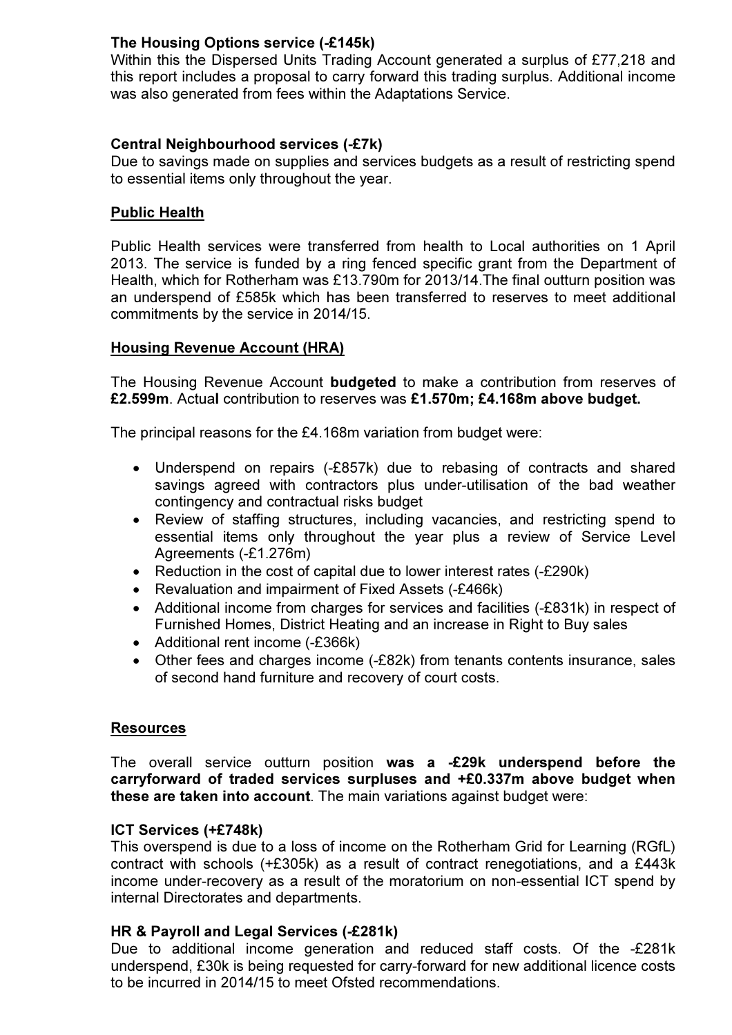**The Housing Options service (-£145k)**
Within this the Dispersed Units Trading Account generated a surplus of £77,218 and this report includes a proposal to carry forward this trading surplus. Additional income was also generated from fees within the Adaptations Service.

**Central Neighbourhood services (-£7k)**
Due to savings made on supplies and services budgets as a result of restricting spend to essential items only throughout the year.

**Public Health**

Public Health services were transferred from health to Local authorities on 1 April 2013. The service is funded by a ring fenced specific grant from the Department of Health, which for Rotherham was £13.790m for 2013/14.The final outturn position was an underspend of £585k which has been transferred to reserves to meet additional commitments by the service in 2014/15.

**Housing Revenue Account (HRA)**

The Housing Revenue Account **budgeted** to make a contribution from reserves of **£2.599m**. Actual contribution to reserves was **£1.570m; £4.168m above budget.**

The principal reasons for the £4.168m variation from budget were:

- Underspend on repairs (-£857k) due to rebasing of contracts and shared savings agreed with contractors plus under-utilisation of the bad weather contingency and contractual risks budget
- Review of staffing structures, including vacancies, and restricting spend to essential items only throughout the year plus a review of Service Level Agreements (-£1.276m)
- Reduction in the cost of capital due to lower interest rates (-£290k)
- Revaluation and impairment of Fixed Assets (-£466k)
- Additional income from charges for services and facilities (-£831k) in respect of Furnished Homes, District Heating and an increase in Right to Buy sales
- Additional rent income (-£366k)
- Other fees and charges income (-£82k) from tenants contents insurance, sales of second hand furniture and recovery of court costs.

**Resources**

The overall service outturn position **was a -£29k underspend before the carryforward of traded services surpluses and +£0.337m above budget when these are taken into account**. The main variations against budget were:

**ICT Services (+£748k)**
This overspend is due to a loss of income on the Rotherham Grid for Learning (RGfL) contract with schools (+£305k) as a result of contract renegotiations, and a £443k income under-recovery as a result of the moratorium on non-essential ICT spend by internal Directorates and departments.

**HR & Payroll and Legal Services (-£281k)**
Due to additional income generation and reduced staff costs. Of the -£281k underspend, £30k is being requested for carry-forward for new additional licence costs to be incurred in 2014/15 to meet Ofsted recommendations.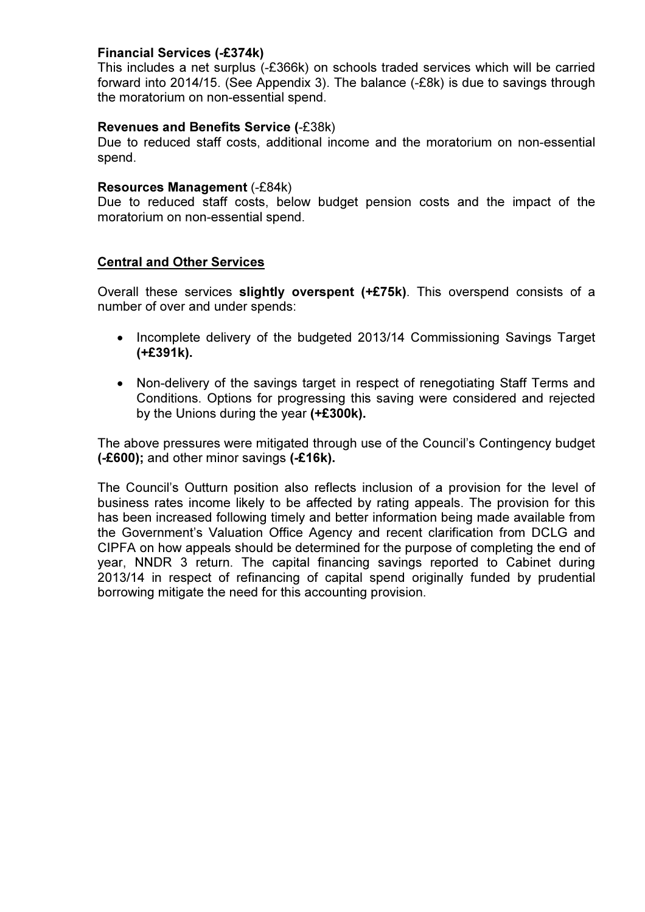**Financial Services (-£374k)**
This includes a net surplus (-£366k) on schools traded services which will be carried forward into 2014/15. (See Appendix 3). The balance (-£8k) is due to savings through the moratorium on non-essential spend.

**Revenues and Benefits Service (**-£38k)
Due to reduced staff costs, additional income and the moratorium on non-essential spend.

**Resources Management** (-£84k)
Due to reduced staff costs, below budget pension costs and the impact of the moratorium on non-essential spend.

## Central and Other Services

Overall these services **slightly overspent (+£75k)**. This overspend consists of a number of over and under spends:

- Incomplete delivery of the budgeted 2013/14 Commissioning Savings Target **(+£391k).**
- Non-delivery of the savings target in respect of renegotiating Staff Terms and Conditions. Options for progressing this saving were considered and rejected by the Unions during the year **(+£300k).**

The above pressures were mitigated through use of the Council's Contingency budget **(-£600);** and other minor savings **(-£16k).**

The Council's Outturn position also reflects inclusion of a provision for the level of business rates income likely to be affected by rating appeals. The provision for this has been increased following timely and better information being made available from the Government's Valuation Office Agency and recent clarification from DCLG and CIPFA on how appeals should be determined for the purpose of completing the end of year, NNDR 3 return. The capital financing savings reported to Cabinet during 2013/14 in respect of refinancing of capital spend originally funded by prudential borrowing mitigate the need for this accounting provision.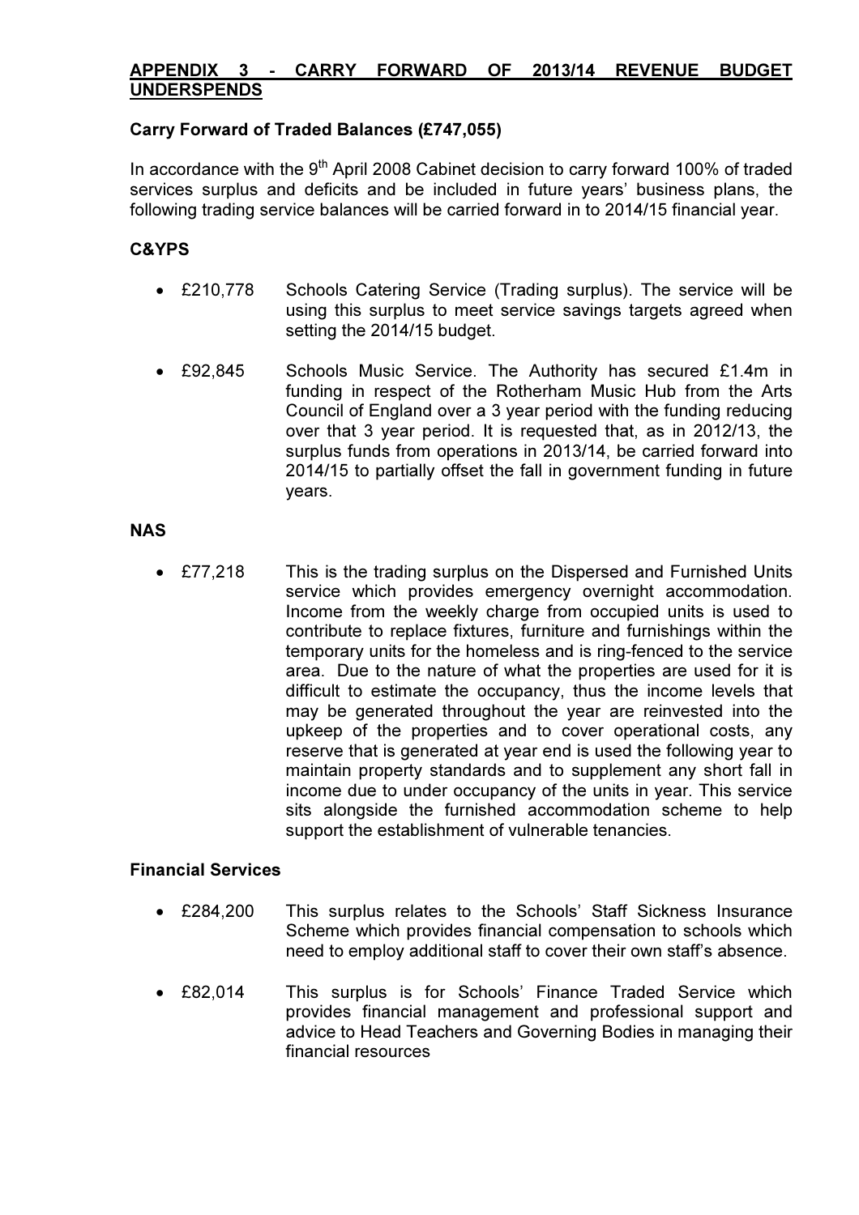**APPENDIX 3 - CARRY FORWARD OF 2013/14 REVENUE BUDGET UNDERSPENDS**

**Carry Forward of Traded Balances (£747,055)**

In accordance with the 9th April 2008 Cabinet decision to carry forward 100% of traded services surplus and deficits and be included in future years' business plans, the following trading service balances will be carried forward in to 2014/15 financial year.

**C&YPS**

- £210,778 Schools Catering Service (Trading surplus). The service will be using this surplus to meet service savings targets agreed when setting the 2014/15 budget.
- £92,845 Schools Music Service. The Authority has secured £1.4m in funding in respect of the Rotherham Music Hub from the Arts Council of England over a 3 year period with the funding reducing over that 3 year period. It is requested that, as in 2012/13, the surplus funds from operations in 2013/14, be carried forward into 2014/15 to partially offset the fall in government funding in future years.

**NAS**

- £77,218 This is the trading surplus on the Dispersed and Furnished Units service which provides emergency overnight accommodation. Income from the weekly charge from occupied units is used to contribute to replace fixtures, furniture and furnishings within the temporary units for the homeless and is ring-fenced to the service area. Due to the nature of what the properties are used for it is difficult to estimate the occupancy, thus the income levels that may be generated throughout the year are reinvested into the upkeep of the properties and to cover operational costs, any reserve that is generated at year end is used the following year to maintain property standards and to supplement any short fall in income due to under occupancy of the units in year. This service sits alongside the furnished accommodation scheme to help support the establishment of vulnerable tenancies.

**Financial Services**

- £284,200 This surplus relates to the Schools' Staff Sickness Insurance Scheme which provides financial compensation to schools which need to employ additional staff to cover their own staff's absence.
- £82,014 This surplus is for Schools' Finance Traded Service which provides financial management and professional support and advice to Head Teachers and Governing Bodies in managing their financial resources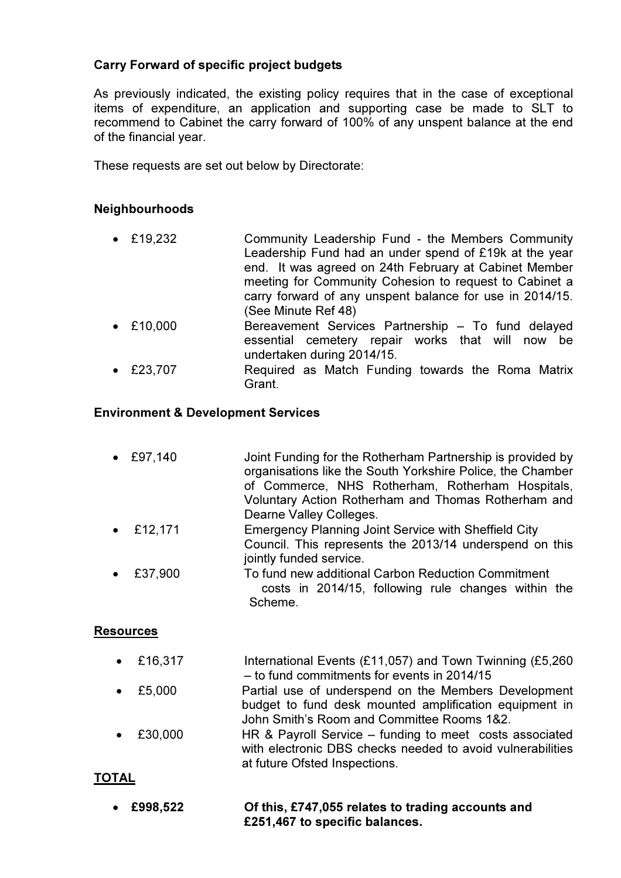**Carry Forward of specific project budgets**

As previously indicated, the existing policy requires that in the case of exceptional items of expenditure, an application and supporting case be made to SLT to recommend to Cabinet the carry forward of 100% of any unspent balance at the end of the financial year.

These requests are set out below by Directorate:

**Neighbourhoods**

- £19,232 — Community Leadership Fund - the Members Community Leadership Fund had an under spend of £19k at the year end. It was agreed on 24th February at Cabinet Member meeting for Community Cohesion to request to Cabinet a carry forward of any unspent balance for use in 2014/15. (See Minute Ref 48)
- £10,000 — Bereavement Services Partnership – To fund delayed essential cemetery repair works that will now be undertaken during 2014/15.
- £23,707 — Required as Match Funding towards the Roma Matrix Grant.

**Environment & Development Services**

- £97,140 — Joint Funding for the Rotherham Partnership is provided by organisations like the South Yorkshire Police, the Chamber of Commerce, NHS Rotherham, Rotherham Hospitals, Voluntary Action Rotherham and Thomas Rotherham and Dearne Valley Colleges.
- £12,171 — Emergency Planning Joint Service with Sheffield City Council. This represents the 2013/14 underspend on this jointly funded service.
- £37,900 — To fund new additional Carbon Reduction Commitment costs in 2014/15, following rule changes within the Scheme.

**Resources**

- £16,317 — International Events (£11,057) and Town Twinning (£5,260 – to fund commitments for events in 2014/15
- £5,000 — Partial use of underspend on the Members Development budget to fund desk mounted amplification equipment in John Smith's Room and Committee Rooms 1&2.
- £30,000 — HR & Payroll Service – funding to meet costs associated with electronic DBS checks needed to avoid vulnerabilities at future Ofsted Inspections.

**TOTAL**

- **£998,522** — **Of this, £747,055 relates to trading accounts and £251,467 to specific balances.**